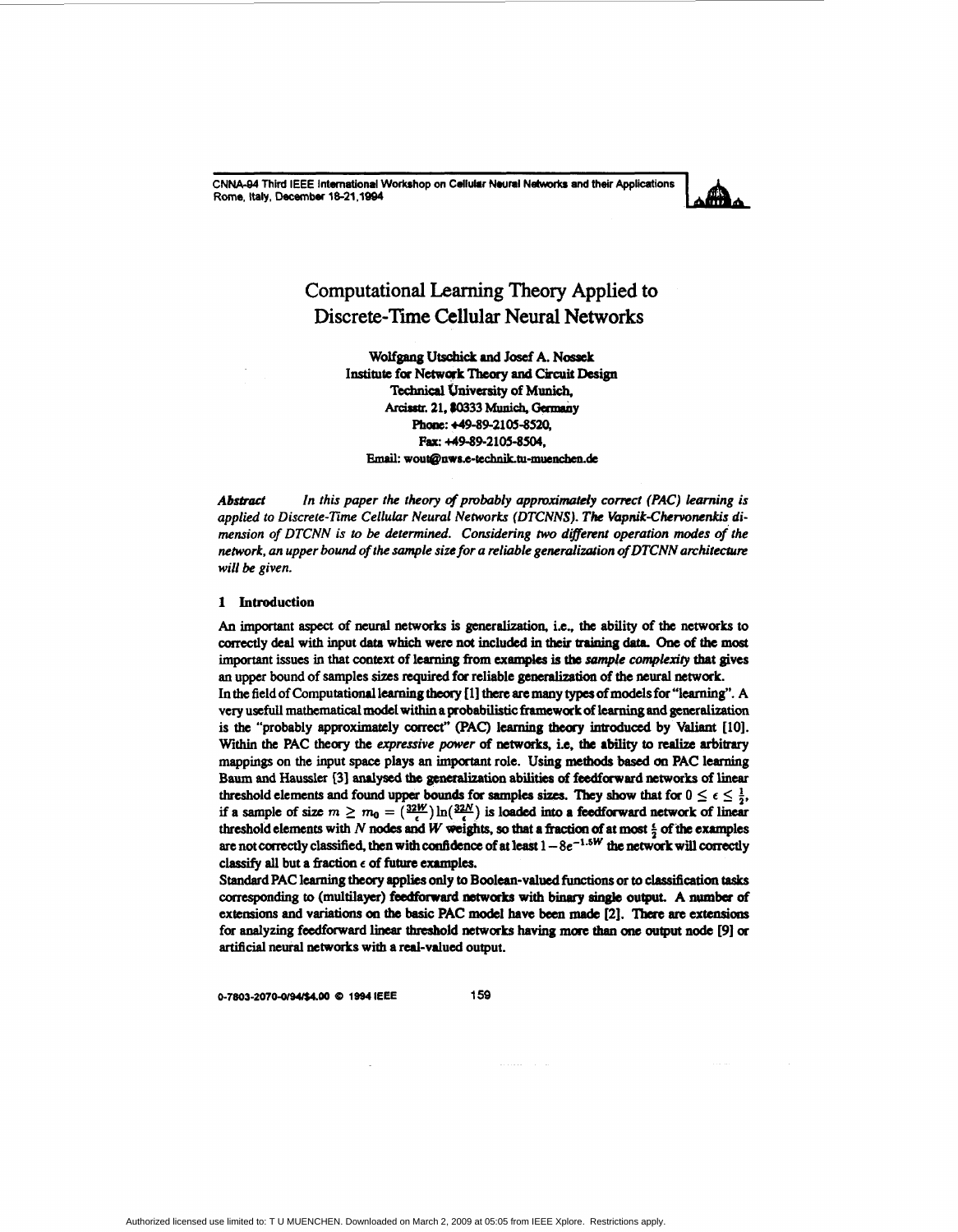# Computational Learning Theory Applied to Discrete-Time Cellular Neural Networks

**Wolfgang Utschick and Josef A. Nossek**
**Institute for Network Theory and Circuit Design**
**Technical University of Munich,**
**Arcisstr. 21, 80333 Munich, Germany**
**Phone: +49-89-2105-8520,**
**Fax: +49-89-2105-8504,**
**Email: wout@nws.e-technik.tu-muenchen.de**

***Abstract*** *In this paper the theory of probably approximately correct (PAC) learning is applied to Discrete-Time Cellular Neural Networks (DTCNNS). The Vapnik-Chervonenkis dimension of DTCNN is to be determined. Considering two different operation modes of the network, an upper bound of the sample size for a reliable generalization of DTCNN architecture will be given.*

## 1 Introduction

An important aspect of neural networks is generalization, i.e., the ability of the networks to correctly deal with input data which were not included in their training data. One of the most important issues in that context of learning from examples is the *sample complexity* that gives an upper bound of samples sizes required for reliable generalization of the neural network.

In the field of Computational learning theory [1] there are many types of models for "learning". A very usefull mathematical model within a probabilistic framework of learning and generalization is the "probably approximately correct" (PAC) learning theory introduced by Valiant [10]. Within the PAC theory the *expressive power* of networks, i.e, the ability to realize arbitrary mappings on the input space plays an important role. Using methods based on PAC learning Baum and Haussler [3] analysed the generalization abilities of feedforward networks of linear threshold elements and found upper bounds for samples sizes. They show that for $0 \leq \epsilon \leq \frac{1}{2}$, if a sample of size $m \geq m_0 = (\frac{32W}{\epsilon})\ln(\frac{32N}{\epsilon})$ is loaded into a feedforward network of linear threshold elements with $N$ nodes and $W$ weights, so that a fraction of at most $\frac{\epsilon}{2}$ of the examples are not correctly classified, then with confidence of at least $1-8e^{-1.5W}$ the network will correctly classify all but a fraction $\epsilon$ of future examples.

Standard PAC learning theory applies only to Boolean-valued functions or to classification tasks corresponding to (multilayer) feedforward networks with binary single output. A number of extensions and variations on the basic PAC model have been made [2]. There are extensions for analyzing feedforward linear threshold networks having more than one output node [9] or artificial neural networks with a real-valued output.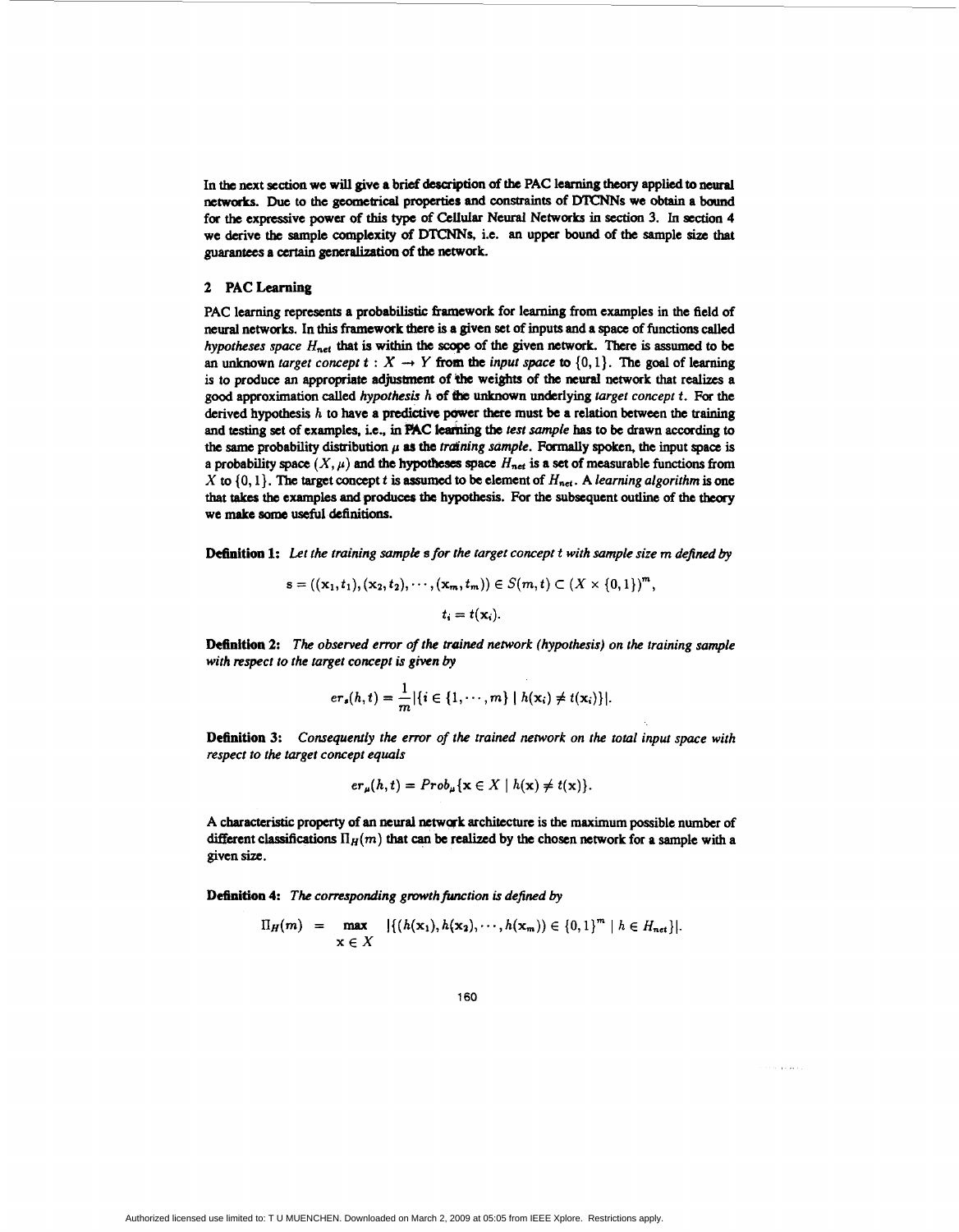In the next section we will give a brief description of the PAC learning theory applied to neural networks. Due to the geometrical properties and constraints of DTCNNs we obtain a bound for the expressive power of this type of Cellular Neural Networks in section 3. In section 4 we derive the sample complexity of DTCNNs, i.e. an upper bound of the sample size that guarantees a certain generalization of the network.

## 2 PAC Learning

PAC learning represents a probabilistic framework for learning from examples in the field of neural networks. In this framework there is a given set of inputs and a space of functions called *hypotheses space* $H_{net}$ that is within the scope of the given network. There is assumed to be an unknown *target concept* $t : X \rightarrow Y$ from the *input space* to $\{0, 1\}$. The goal of learning is to produce an appropriate adjustment of the weights of the neural network that realizes a good approximation called *hypothesis* $h$ of the unknown underlying *target concept* $t$. For the derived hypothesis $h$ to have a predictive power there must be a relation between the training and testing set of examples, i.e., in PAC learning the *test sample* has to be drawn according to the same probability distribution $\mu$ as the *training sample*. Formally spoken, the input space is a probability space $(X, \mu)$ and the hypotheses space $H_{net}$ is a set of measurable functions from $X$ to $\{0, 1\}$. The target concept $t$ is assumed to be element of $H_{net}$. A *learning algorithm* is one that takes the examples and produces the hypothesis. For the subsequent outline of the theory we make some useful definitions.

**Definition 1:** *Let the training sample* s *for the target concept* t *with sample size* m *defined by*

$$\mathbf{s} = ((\mathbf{x}_1, t_1), (\mathbf{x}_2, t_2), \cdots, (\mathbf{x}_m, t_m)) \in S(m, t) \subset (X \times \{0, 1\})^m,$$

$$t_i = t(\mathbf{x}_i).$$

**Definition 2:** *The observed error of the trained network (hypothesis) on the training sample with respect to the target concept is given by*

$$er_s(h, t) = \frac{1}{m} |\{i \in \{1, \cdots, m\} \mid h(\mathbf{x}_i) \neq t(\mathbf{x}_i)\}|.$$

**Definition 3:** *Consequently the error of the trained network on the total input space with respect to the target concept equals*

$$er_\mu(h, t) = Prob_\mu\{\mathbf{x} \in X \mid h(\mathbf{x}) \neq t(\mathbf{x})\}.$$

A characteristic property of an neural network architecture is the maximum possible number of different classifications $\Pi_H(m)$ that can be realized by the chosen network for a sample with a given size.

**Definition 4:** *The corresponding growth function is defined by*

$$\Pi_H(m) = \max_{\mathbf{x} \in X} |\{(h(\mathbf{x}_1), h(\mathbf{x}_2), \cdots, h(\mathbf{x}_m)) \in \{0, 1\}^m \mid h \in H_{net}\}|.$$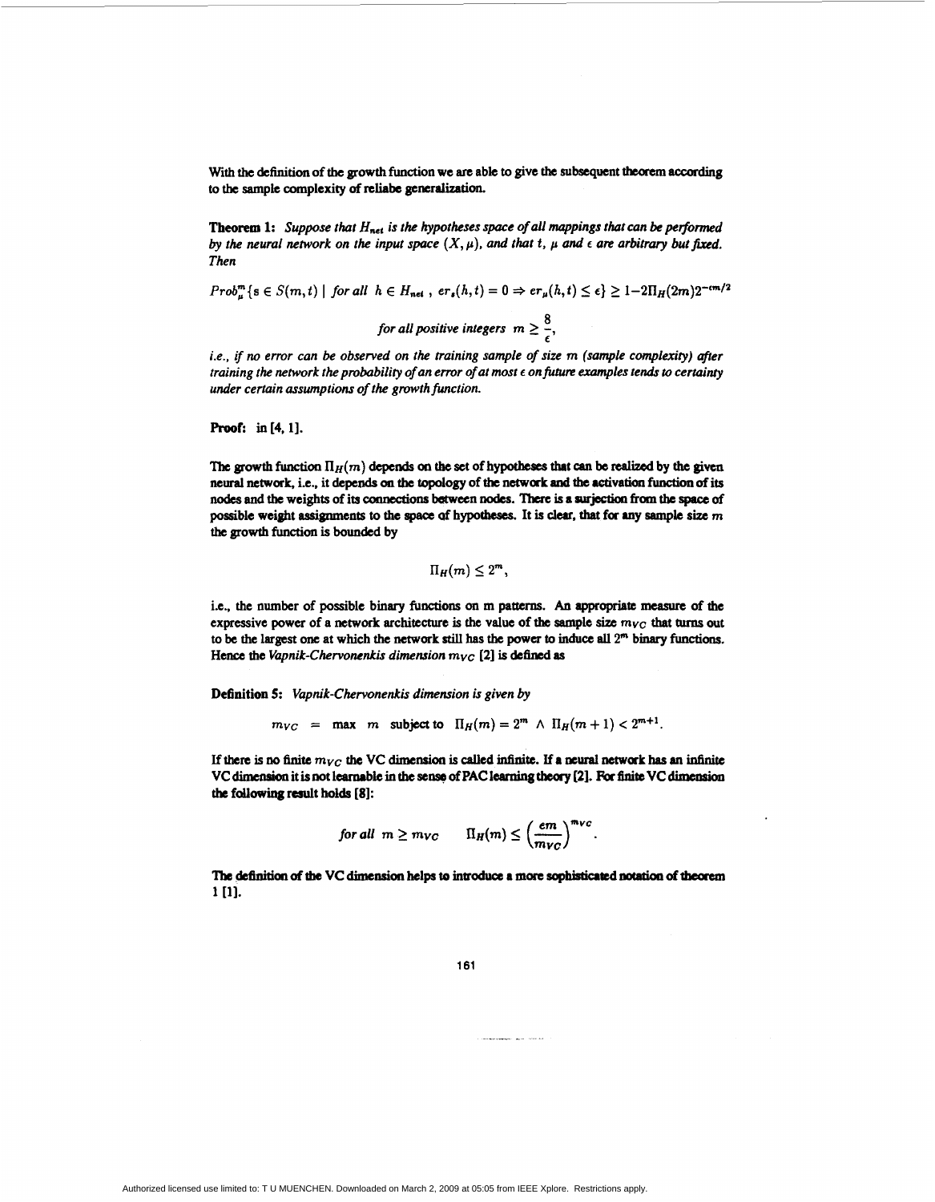With the definition of the growth function we are able to give the subsequent theorem according to the sample complexity of reliabe generalization.

**Theorem 1:** *Suppose that $H_{net}$ is the hypotheses space of all mappings that can be performed by the neural network on the input space $(X, \mu)$, and that $t$, $\mu$ and $\epsilon$ are arbitrary but fixed. Then*

$$Prob_{\mu}^{m}\{s \in S(m,t) \mid \textit{for all } h \in H_{net},\ er_s(h,t) = 0 \Rightarrow er_{\mu}(h,t) \leq \epsilon\} \geq 1 - 2\Pi_H(2m)2^{-\epsilon m/2}$$

$$\textit{for all positive integers } m \geq \frac{8}{\epsilon},$$

*i.e., if no error can be observed on the training sample of size m (sample complexity) after training the network the probability of an error of at most $\epsilon$ on future examples tends to certainty under certain assumptions of the growth function.*

**Proof:** in [4, 1].

The growth function $\Pi_H(m)$ depends on the set of hypotheses that can be realized by the given neural network, i.e., it depends on the topology of the network and the activation function of its nodes and the weights of its connections between nodes. There is a surjection from the space of possible weight assignments to the space of hypotheses. It is clear, that for any sample size $m$ the growth function is bounded by

$$\Pi_H(m) \leq 2^m,$$

i.e., the number of possible binary functions on m patterns. An appropriate measure of the expressive power of a network architecture is the value of the sample size $m_{VC}$ that turns out to be the largest one at which the network still has the power to induce all $2^m$ binary functions. Hence the *Vapnik-Chervonenkis dimension* $m_{VC}$ [2] is defined as

**Definition 5:** *Vapnik-Chervonenkis dimension is given by*

$$m_{VC} \;=\; \max\ m \quad \text{subject to} \quad \Pi_H(m) = 2^m \ \wedge\ \Pi_H(m+1) < 2^{m+1}.$$

If there is no finite $m_{VC}$ the VC dimension is called infinite. If a neural network has an infinite VC dimension it is not learnable in the sense of PAC learning theory [2]. For finite VC dimension the following result holds [8]:

$$\textit{for all } m \geq m_{VC} \qquad \Pi_H(m) \leq \left(\frac{em}{m_{VC}}\right)^{m_{VC}}.$$

The definition of the VC dimension helps to introduce a more sophisticated notation of theorem 1 [1].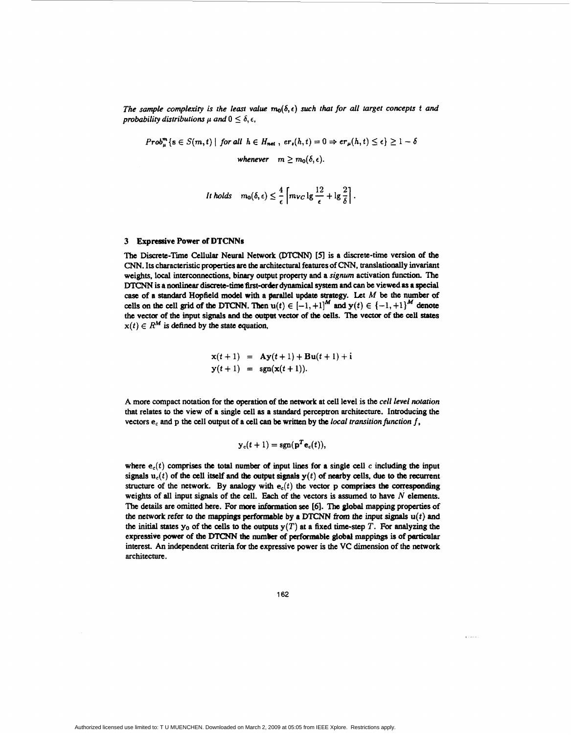*The sample complexity is the least value $m_0(\delta, \epsilon)$ such that for all target concepts $t$ and probability distributions $\mu$ and $0 \leq \delta, \epsilon$,*

$$Prob_\mu^m\{\mathbf{s} \in S(m,t) \mid \text{for all } h \in H_{net}\ ,\ er_s(h,t) = 0 \Rightarrow er_\mu(h,t) \leq \epsilon\} \geq 1 - \delta$$

$$\text{whenever} \quad m \geq m_0(\delta, \epsilon).$$

$$\text{It holds} \quad m_0(\delta, \epsilon) \leq \frac{4}{\epsilon}\left\lceil m_{VC} \lg \frac{12}{\epsilon} + \lg \frac{2}{\delta} \right\rceil.$$

### 3 Expressive Power of DTCNNs

The Discrete-Time Cellular Neural Network (DTCNN) [5] is a discrete-time version of the CNN. Its characteristic properties are the architectural features of CNN, translationally invariant weights, local interconnections, binary output property and a *signum* activation function. The DTCNN is a nonlinear discrete-time first-order dynamical system and can be viewed as a special case of a standard Hopfield model with a parallel update strategy. Let $M$ be the number of cells on the cell grid of the DTCNN. Then $\mathbf{u}(t) \in [-1,+1]^M$ and $\mathbf{y}(t) \in \{-1,+1\}^M$ denote the vector of the input signals and the output vector of the cells. The vector of the cell states $\mathbf{x}(t) \in R^M$ is defined by the state equation,

$$\begin{aligned}
\mathbf{x}(t+1) &= \mathbf{A}\mathbf{y}(t+1) + \mathbf{B}\mathbf{u}(t+1) + \mathbf{i} \\
\mathbf{y}(t+1) &= \operatorname{sgn}(\mathbf{x}(t+1)).
\end{aligned}$$

A more compact notation for the operation of the network at cell level is the *cell level notation* that relates to the view of a single cell as a standard perceptron architecture. Introducing the vectors $\mathbf{e}_c$ and $\mathbf{p}$ the cell output of a cell can be written by the *local transition function* $f$,

$$\mathbf{y}_c(t+1) = \operatorname{sgn}(\mathbf{p}^T \mathbf{e}_c(t)),$$

where $\mathbf{e}_c(t)$ comprises the total number of input lines for a single cell $c$ including the input signals $\mathbf{u}_c(t)$ of the cell itself and the output signals $\mathbf{y}(t)$ of nearby cells, due to the recurrent structure of the network. By analogy with $\mathbf{e}_c(t)$ the vector $\mathbf{p}$ comprises the corresponding weights of all input signals of the cell. Each of the vectors is assumed to have $N$ elements. The details are omitted here. For more information see [6]. The global mapping properties of the network refer to the mappings performable by a DTCNN from the input signals $\mathbf{u}(t)$ and the initial states $\mathbf{y}_0$ of the cells to the outputs $\mathbf{y}(T)$ at a fixed time-step $T$. For analyzing the expressive power of the DTCNN the number of performable global mappings is of particular interest. An independent criteria for the expressive power is the VC dimension of the network architecture.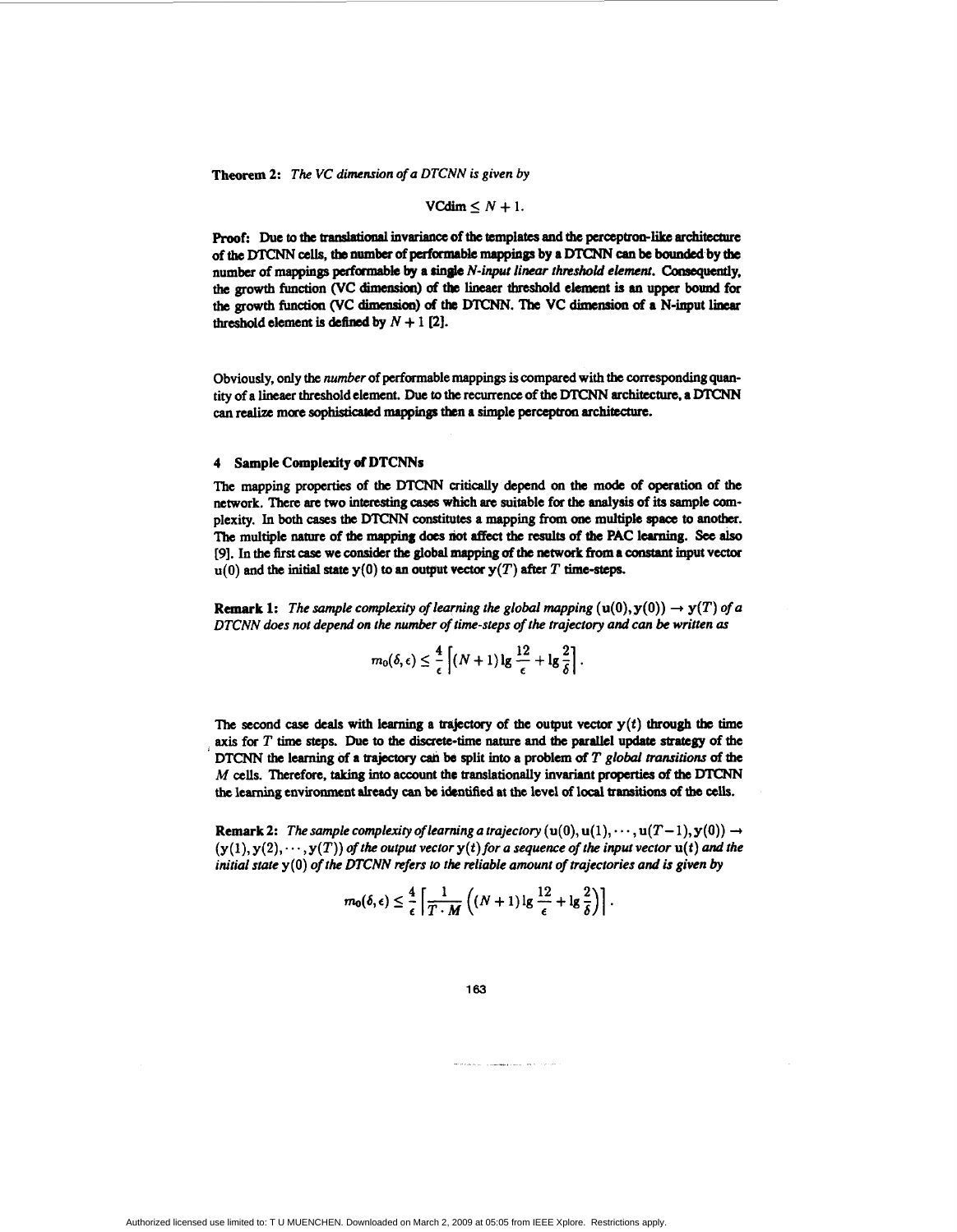**Theorem 2:** *The VC dimension of a DTCNN is given by*

$$\text{VCdim} \leq N + 1.$$

**Proof:** Due to the translational invariance of the templates and the perceptron-like architecture of the DTCNN cells, the number of performable mappings by a DTCNN can be bounded by the number of mappings performable by a single *N-input linear threshold element*. Consequently, the growth function (VC dimension) of the lineaer threshold element is an upper bound for the growth function (VC dimension) of the DTCNN. The VC dimension of a N-input linear threshold element is defined by $N + 1$ [2].

Obviously, only the *number* of performable mappings is compared with the corresponding quantity of a lineaer threshold element. Due to the recurrence of the DTCNN architecture, a DTCNN can realize more sophisticated mappings then a simple perceptron architecture.

## 4 Sample Complexity of DTCNNs

The mapping properties of the DTCNN critically depend on the mode of operation of the network. There are two interesting cases which are suitable for the analysis of its sample complexity. In both cases the DTCNN constitutes a mapping from one multiple space to another. The multiple nature of the mapping does not affect the results of the PAC learning. See also [9]. In the first case we consider the global mapping of the network from a constant input vector $\mathbf{u}(0)$ and the initial state $\mathbf{y}(0)$ to an output vector $\mathbf{y}(T)$ after $T$ time-steps.

**Remark 1:** *The sample complexity of learning the global mapping* $(\mathbf{u}(0), \mathbf{y}(0)) \rightarrow \mathbf{y}(T)$ *of a DTCNN does not depend on the number of time-steps of the trajectory and can be written as*

$$m_0(\delta, \epsilon) \leq \frac{4}{\epsilon}\left[(N+1)\lg\frac{12}{\epsilon} + \lg\frac{2}{\delta}\right].$$

The second case deals with learning a trajectory of the output vector $\mathbf{y}(t)$ through the time axis for $T$ time steps. Due to the discrete-time nature and the parallel update strategy of the DTCNN the learning of a trajectory can be split into a problem of $T$ *global transitions* of the $M$ cells. Therefore, taking into account the translationally invariant properties of the DTCNN the learning environment already can be identified at the level of local transitions of the cells.

**Remark 2:** *The sample complexity of learning a trajectory* $(\mathbf{u}(0), \mathbf{u}(1), \cdots, \mathbf{u}(T-1), \mathbf{y}(0)) \rightarrow (\mathbf{y}(1), \mathbf{y}(2), \cdots, \mathbf{y}(T))$ *of the output vector* $\mathbf{y}(t)$ *for a sequence of the input vector* $\mathbf{u}(t)$ *and the initial state* $\mathbf{y}(0)$ *of the DTCNN refers to the reliable amount of trajectories and is given by*

$$m_0(\delta, \epsilon) \leq \frac{4}{\epsilon}\left[\frac{1}{T \cdot M}\left((N+1)\lg\frac{12}{\epsilon} + \lg\frac{2}{\delta}\right)\right].$$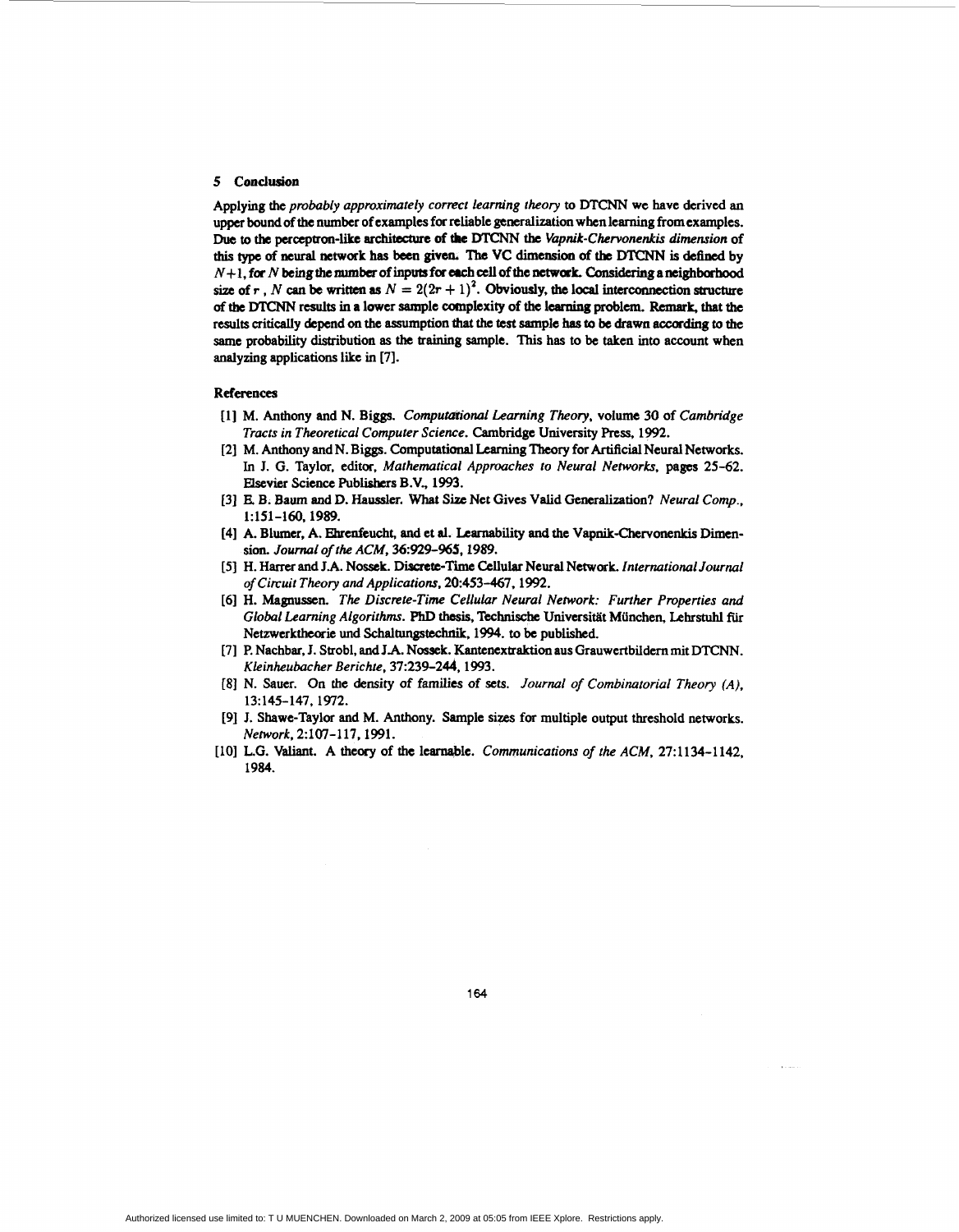## 5 Conclusion

Applying the *probably approximately correct learning theory* to DTCNN we have derived an upper bound of the number of examples for reliable generalization when learning from examples. Due to the perceptron-like architecture of the DTCNN the *Vapnik-Chervonenkis dimension* of this type of neural network has been given. The VC dimension of the DTCNN is defined by $N+1$, for $N$ being the number of inputs for each cell of the network. Considering a neighborhood size of $r$, $N$ can be written as $N = 2(2r+1)^2$. Obviously, the local interconnection structure of the DTCNN results in a lower sample complexity of the learning problem. Remark, that the results critically depend on the assumption that the test sample has to be drawn according to the same probability distribution as the training sample. This has to be taken into account when analyzing applications like in [7].

### References

[1] M. Anthony and N. Biggs. *Computational Learning Theory*, volume 30 of *Cambridge Tracts in Theoretical Computer Science*. Cambridge University Press, 1992.

[2] M. Anthony and N. Biggs. Computational Learning Theory for Artificial Neural Networks. In J. G. Taylor, editor, *Mathematical Approaches to Neural Networks*, pages 25–62. Elsevier Science Publishers B.V., 1993.

[3] E. B. Baum and D. Haussler. What Size Net Gives Valid Generalization? *Neural Comp.*, 1:151–160, 1989.

[4] A. Blumer, A. Ehrenfeucht, and et al. Learnability and the Vapnik-Chervonenkis Dimension. *Journal of the ACM*, 36:929–965, 1989.

[5] H. Harrer and J.A. Nossek. Discrete-Time Cellular Neural Network. *International Journal of Circuit Theory and Applications*, 20:453–467, 1992.

[6] H. Magnussen. *The Discrete-Time Cellular Neural Network: Further Properties and Global Learning Algorithms*. PhD thesis, Technische Universität München, Lehrstuhl für Netzwerktheorie und Schaltungstechnik, 1994. to be published.

[7] P. Nachbar, J. Strobl, and J.A. Nossek. Kantenextraktion aus Grauwertbildern mit DTCNN. *Kleinheubacher Berichte*, 37:239–244, 1993.

[8] N. Sauer. On the density of families of sets. *Journal of Combinatorial Theory (A)*, 13:145–147, 1972.

[9] J. Shawe-Taylor and M. Anthony. Sample sizes for multiple output threshold networks. *Network*, 2:107–117, 1991.

[10] L.G. Valiant. A theory of the learnable. *Communications of the ACM*, 27:1134–1142, 1984.